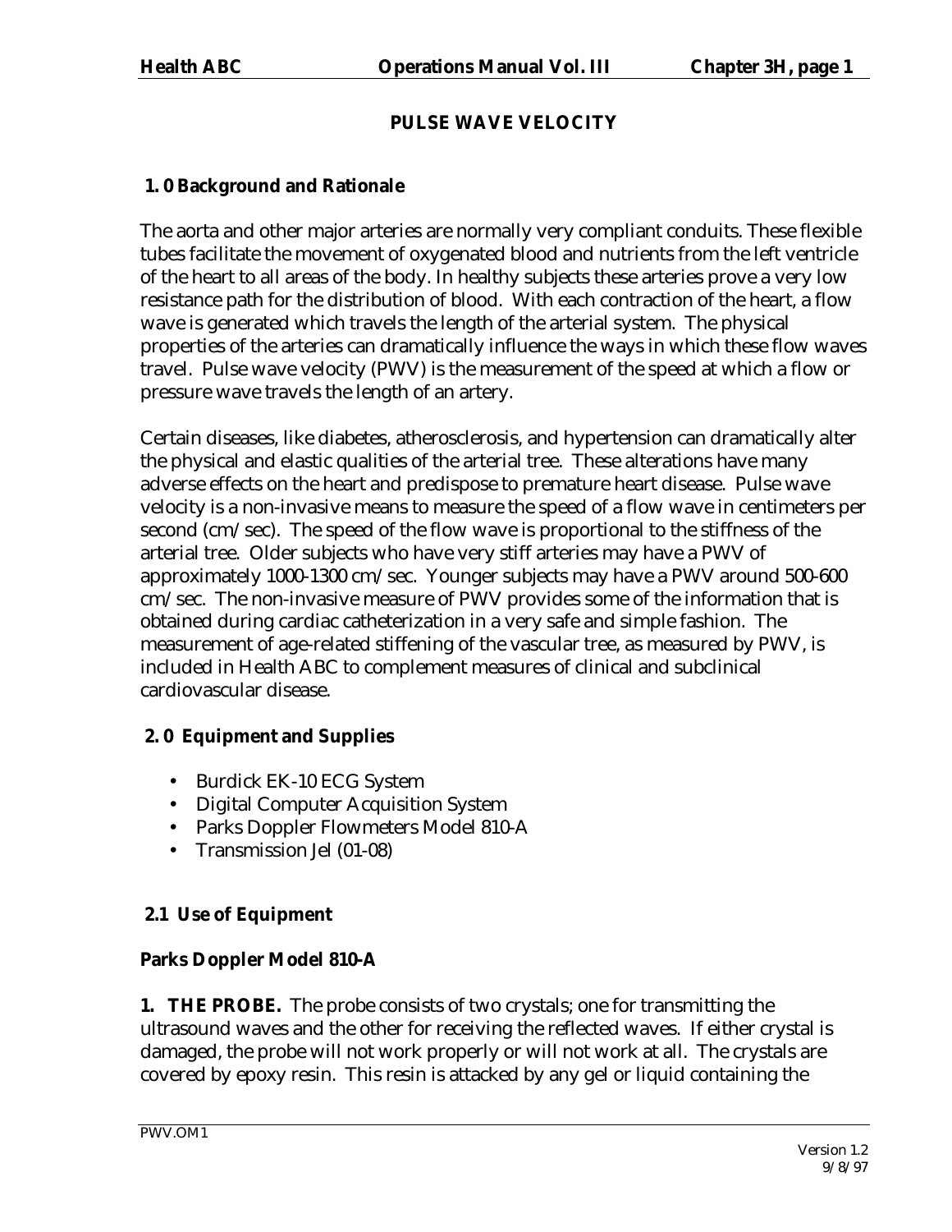# PULSE WAVE VELOCITY

## 1. 0 Background and Rationale

The aorta and other major arteries are normally very compliant conduits. These flexible tubes facilitate the movement of oxygenated blood and nutrients from the left ventricle of the heart to all areas of the body. In healthy subjects these arteries prove a very low resistance path for the distribution of blood. With each contraction of the heart, a flow wave is generated which travels the length of the arterial system. The physical properties of the arteries can dramatically influence the ways in which these flow waves travel. Pulse wave velocity (PWV) is the measurement of the speed at which a flow or pressure wave travels the length of an artery.

Certain diseases, like diabetes, atherosclerosis, and hypertension can dramatically alter the physical and elastic qualities of the arterial tree. These alterations have many adverse effects on the heart and predispose to premature heart disease. Pulse wave velocity is a non-invasive means to measure the speed of a flow wave in centimeters per second (cm/sec). The speed of the flow wave is proportional to the stiffness of the arterial tree. Older subjects who have very stiff arteries may have a PWV of approximately 1000-1300 cm/sec. Younger subjects may have a PWV around 500-600 cm/sec. The non-invasive measure of PWV provides some of the information that is obtained during cardiac catheterization in a very safe and simple fashion. The measurement of age-related stiffening of the vascular tree, as measured by PWV, is included in Health ABC to complement measures of clinical and subclinical cardiovascular disease.

## 2. 0 Equipment and Supplies

- Burdick EK-10 ECG System
- Digital Computer Acquisition System
- Parks Doppler Flowmeters Model 810-A
- Transmission Jel (01-08)

## 2.1 Use of Equipment

### Parks Doppler Model 810-A

**1. THE PROBE.** The probe consists of two crystals; one for transmitting the ultrasound waves and the other for receiving the reflected waves. If either crystal is damaged, the probe will not work properly or will not work at all. The crystals are covered by epoxy resin. This resin is attacked by any gel or liquid containing the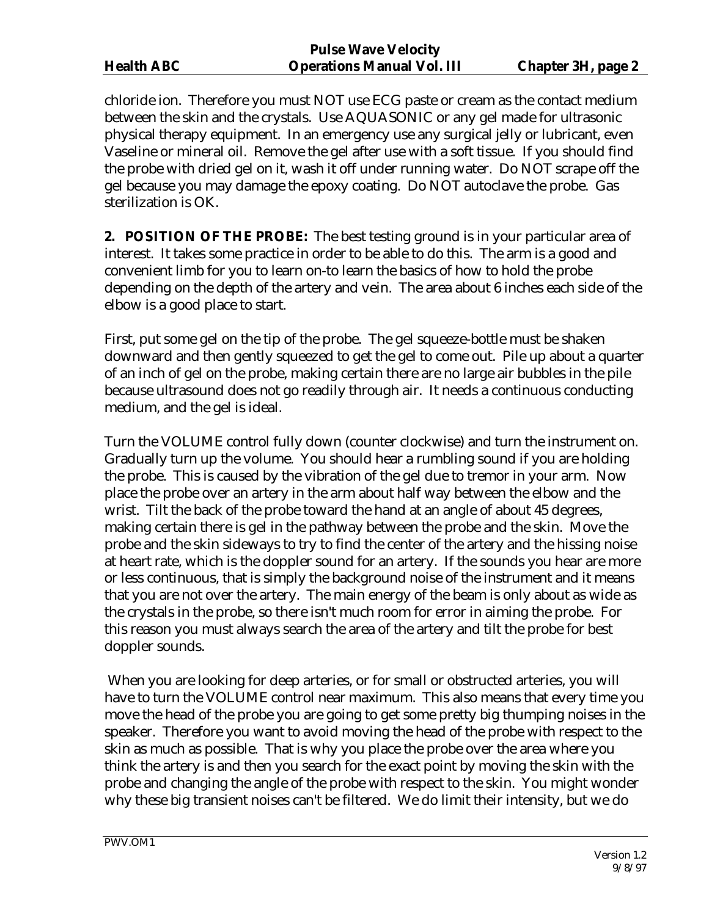chloride ion. Therefore you must NOT use ECG paste or cream as the contact medium between the skin and the crystals. Use AQUASONIC or any gel made for ultrasonic physical therapy equipment. In an emergency use any surgical jelly or lubricant, even Vaseline or mineral oil. Remove the gel after use with a soft tissue. If you should find the probe with dried gel on it, wash it off under running water. Do NOT scrape off the gel because you may damage the epoxy coating. Do NOT autoclave the probe. Gas sterilization is OK.

**2. POSITION OF THE PROBE:** The best testing ground is in your particular area of interest. It takes some practice in order to be able to do this. The arm is a good and convenient limb for you to learn on-to learn the basics of how to hold the probe depending on the depth of the artery and vein. The area about 6 inches each side of the elbow is a good place to start.

First, put some gel on the tip of the probe. The gel squeeze-bottle must be shaken downward and then gently squeezed to get the gel to come out. Pile up about a quarter of an inch of gel on the probe, making certain there are no large air bubbles in the pile because ultrasound does not go readily through air. It needs a continuous conducting medium, and the gel is ideal.

Turn the VOLUME control fully down (counter clockwise) and turn the instrument on. Gradually turn up the volume. You should hear a rumbling sound if you are holding the probe. This is caused by the vibration of the gel due to tremor in your arm. Now place the probe over an artery in the arm about half way between the elbow and the wrist. Tilt the back of the probe toward the hand at an angle of about 45 degrees, making certain there is gel in the pathway between the probe and the skin. Move the probe and the skin sideways to try to find the center of the artery and the hissing noise at heart rate, which is the doppler sound for an artery. If the sounds you hear are more or less continuous, that is simply the background noise of the instrument and it means that you are not over the artery. The main energy of the beam is only about as wide as the crystals in the probe, so there isn't much room for error in aiming the probe. For this reason you must always search the area of the artery and tilt the probe for best doppler sounds.

When you are looking for deep arteries, or for small or obstructed arteries, you will have to turn the VOLUME control near maximum. This also means that every time you move the head of the probe you are going to get some pretty big thumping noises in the speaker. Therefore you want to avoid moving the head of the probe with respect to the skin as much as possible. That is why you place the probe over the area where you think the artery is and then you search for the exact point by moving the skin with the probe and changing the angle of the probe with respect to the skin. You might wonder why these big transient noises can't be filtered. We do limit their intensity, but we do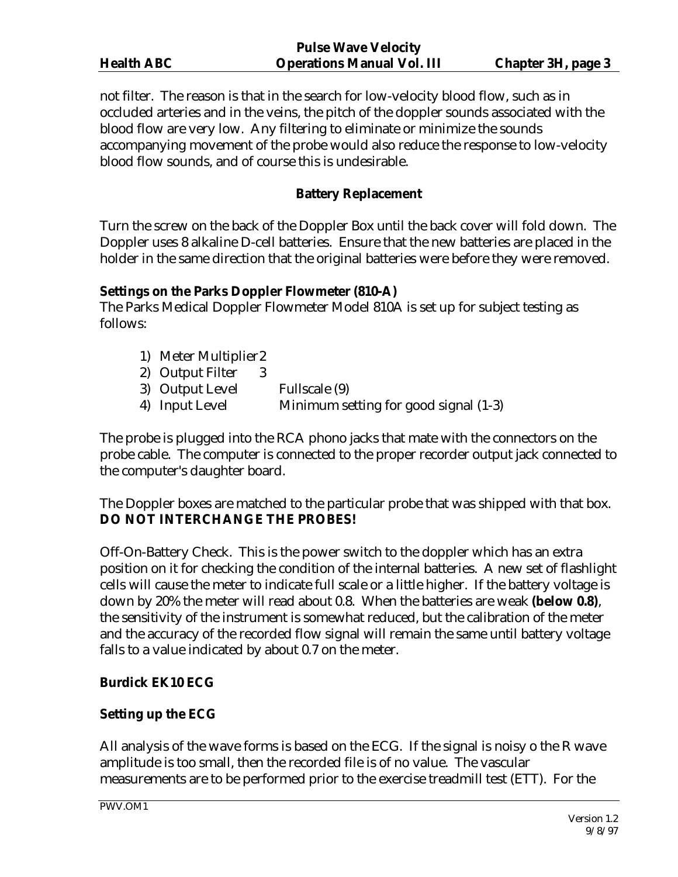not filter. The reason is that in the search for low-velocity blood flow, such as in occluded arteries and in the veins, the pitch of the doppler sounds associated with the blood flow are very low. Any filtering to eliminate or minimize the sounds accompanying movement of the probe would also reduce the response to low-velocity blood flow sounds, and of course this is undesirable.

### Battery Replacement

Turn the screw on the back of the Doppler Box until the back cover will fold down. The Doppler uses 8 alkaline D-cell batteries. Ensure that the new batteries are placed in the holder in the same direction that the original batteries were before they were removed.

**Settings on the Parks Doppler Flowmeter (810-A)**

The Parks Medical Doppler Flowmeter Model 810A is set up for subject testing as follows:

1) Meter Multiplier 2
2) Output Filter 3
3) Output Level Fullscale (9)
4) Input Level Minimum setting for good signal (1-3)

The probe is plugged into the RCA phono jacks that mate with the connectors on the probe cable. The computer is connected to the proper recorder output jack connected to the computer's daughter board.

The Doppler boxes are matched to the particular probe that was shipped with that box.
**DO NOT INTERCHANGE THE PROBES!**

Off-On-Battery Check. This is the power switch to the doppler which has an extra position on it for checking the condition of the internal batteries. A new set of flashlight cells will cause the meter to indicate full scale or a little higher. If the battery voltage is down by 20% the meter will read about 0.8. When the batteries are weak **(below 0.8)**, the sensitivity of the instrument is somewhat reduced, but the calibration of the meter and the accuracy of the recorded flow signal will remain the same until battery voltage falls to a value indicated by about 0.7 on the meter.

**Burdick EK10 ECG**

**Setting up the ECG**

All analysis of the wave forms is based on the ECG. If the signal is noisy o the R wave amplitude is too small, then the recorded file is of no value. The vascular measurements are to be performed prior to the exercise treadmill test (ETT). For the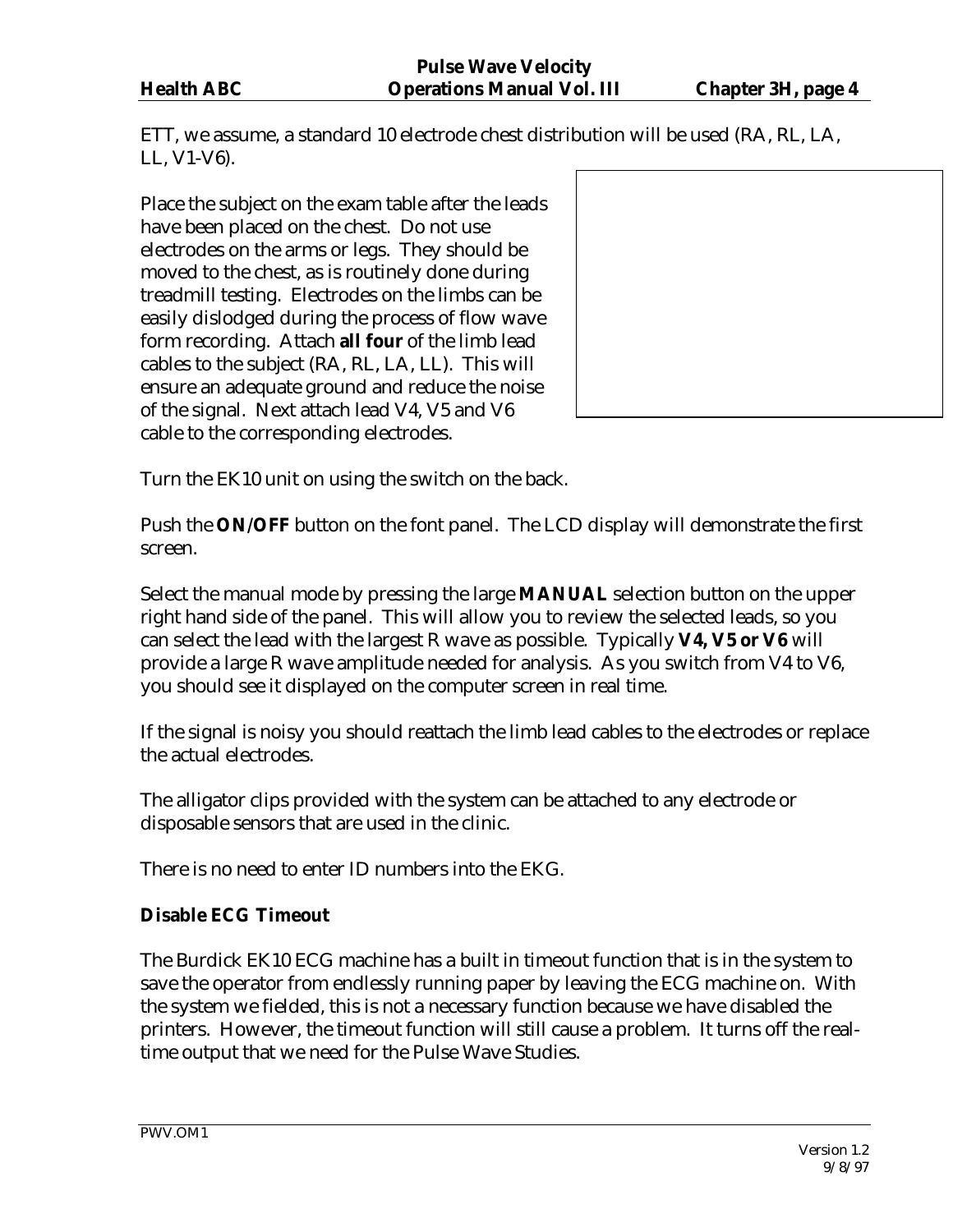ETT, we assume, a standard 10 electrode chest distribution will be used (RA, RL, LA, LL, V1-V6).

Place the subject on the exam table after the leads have been placed on the chest. Do not use electrodes on the arms or legs. They should be moved to the chest, as is routinely done during treadmill testing. Electrodes on the limbs can be easily dislodged during the process of flow wave form recording. Attach **all four** of the limb lead cables to the subject (RA, RL, LA, LL). This will ensure an adequate ground and reduce the noise of the signal. Next attach lead V4, V5 and V6 cable to the corresponding electrodes.

Turn the EK10 unit on using the switch on the back.

Push the **ON/OFF** button on the font panel. The LCD display will demonstrate the first screen.

Select the manual mode by pressing the large **MANUAL** selection button on the upper right hand side of the panel. This will allow you to review the selected leads, so you can select the lead with the largest R wave as possible. Typically **V4, V5 or V6** will provide a large R wave amplitude needed for analysis. As you switch from V4 to V6, you should see it displayed on the computer screen in real time.

If the signal is noisy you should reattach the limb lead cables to the electrodes or replace the actual electrodes.

The alligator clips provided with the system can be attached to any electrode or disposable sensors that are used in the clinic.

There is no need to enter ID numbers into the EKG.

**Disable ECG Timeout**

The Burdick EK10 ECG machine has a built in timeout function that is in the system to save the operator from endlessly running paper by leaving the ECG machine on. With the system we fielded, this is not a necessary function because we have disabled the printers. However, the timeout function will still cause a problem. It turns off the real-time output that we need for the Pulse Wave Studies.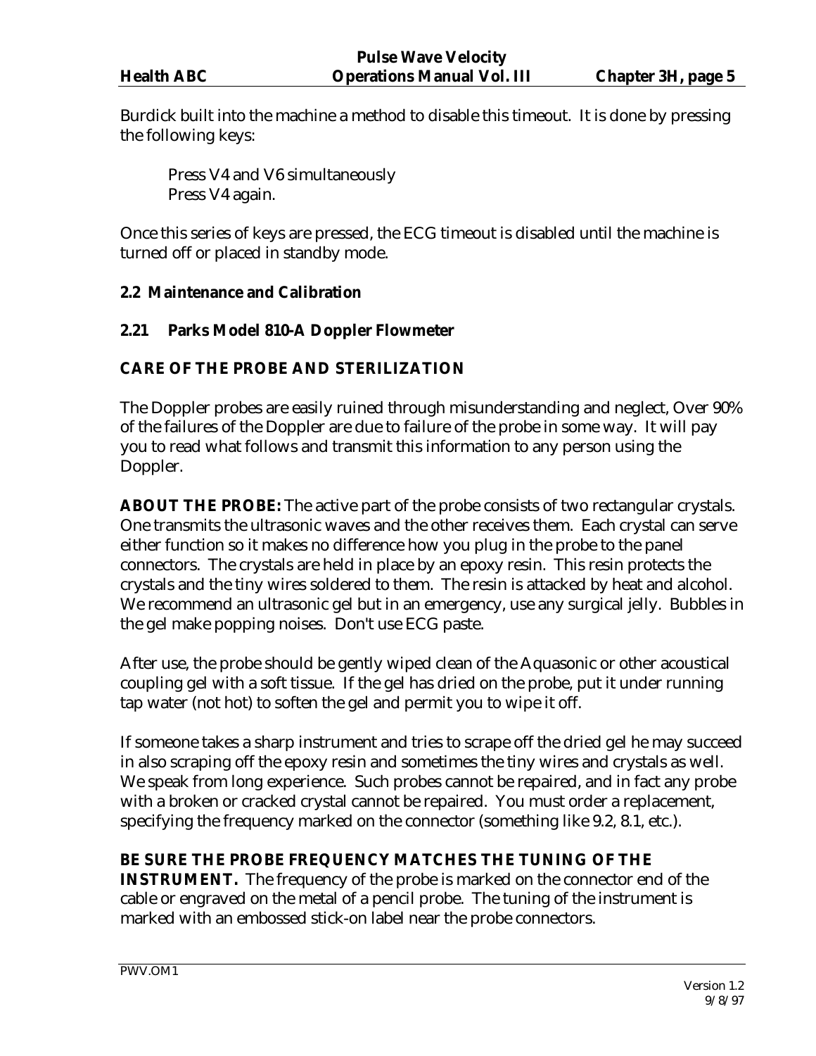Burdick built into the machine a method to disable this timeout. It is done by pressing the following keys:

> Press V4 and V6 simultaneously
> Press V4 again.

Once this series of keys are pressed, the ECG timeout is disabled until the machine is turned off or placed in standby mode.

## 2.2 Maintenance and Calibration

### 2.21 Parks Model 810-A Doppler Flowmeter

**CARE OF THE PROBE AND STERILIZATION**

The Doppler probes are easily ruined through misunderstanding and neglect, Over 90% of the failures of the Doppler are due to failure of the probe in some way. It will pay you to read what follows and transmit this information to any person using the Doppler.

**ABOUT THE PROBE:** The active part of the probe consists of two rectangular crystals. One transmits the ultrasonic waves and the other receives them. Each crystal can serve either function so it makes no difference how you plug in the probe to the panel connectors. The crystals are held in place by an epoxy resin. This resin protects the crystals and the tiny wires soldered to them. The resin is attacked by heat and alcohol. We recommend an ultrasonic gel but in an emergency, use any surgical jelly. Bubbles in the gel make popping noises. Don't use ECG paste.

After use, the probe should be gently wiped clean of the Aquasonic or other acoustical coupling gel with a soft tissue. If the gel has dried on the probe, put it under running tap water (not hot) to soften the gel and permit you to wipe it off.

If someone takes a sharp instrument and tries to scrape off the dried gel he may succeed in also scraping off the epoxy resin and sometimes the tiny wires and crystals as well. We speak from long experience. Such probes cannot be repaired, and in fact any probe with a broken or cracked crystal cannot be repaired. You must order a replacement, specifying the frequency marked on the connector (something like 9.2, 8.1, etc.).

**BE SURE THE PROBE FREQUENCY MATCHES THE TUNING OF THE INSTRUMENT.** The frequency of the probe is marked on the connector end of the cable or engraved on the metal of a pencil probe. The tuning of the instrument is marked with an embossed stick-on label near the probe connectors.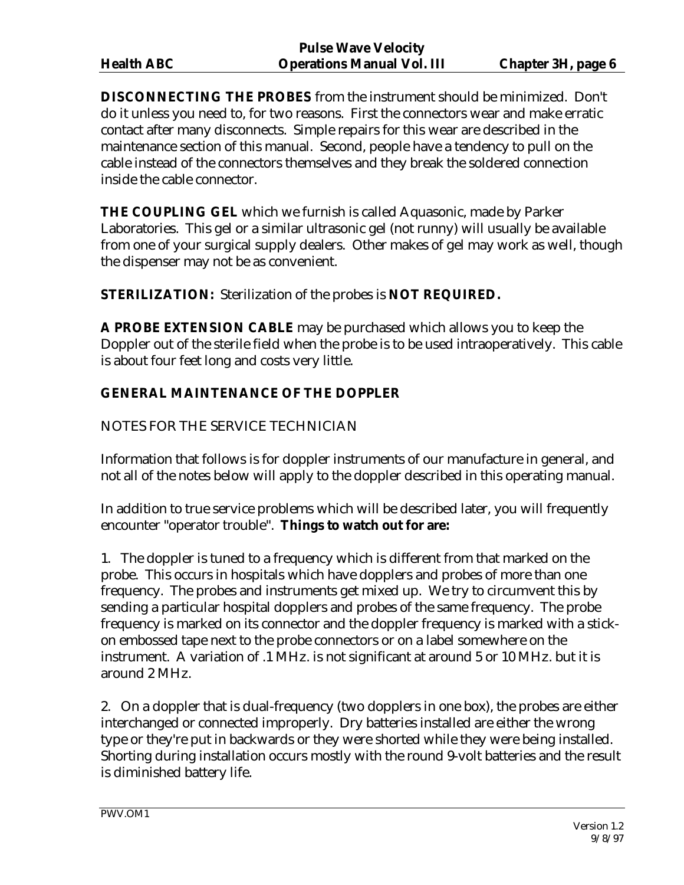**DISCONNECTING THE PROBES** from the instrument should be minimized. Don't do it unless you need to, for two reasons. First the connectors wear and make erratic contact after many disconnects. Simple repairs for this wear are described in the maintenance section of this manual. Second, people have a tendency to pull on the cable instead of the connectors themselves and they break the soldered connection inside the cable connector.

**THE COUPLING GEL** which we furnish is called Aquasonic, made by Parker Laboratories. This gel or a similar ultrasonic gel (not runny) will usually be available from one of your surgical supply dealers. Other makes of gel may work as well, though the dispenser may not be as convenient.

**STERILIZATION:** Sterilization of the probes is **NOT REQUIRED.**

**A PROBE EXTENSION CABLE** may be purchased which allows you to keep the Doppler out of the sterile field when the probe is to be used intraoperatively. This cable is about four feet long and costs very little.

**GENERAL MAINTENANCE OF THE DOPPLER**

NOTES FOR THE SERVICE TECHNICIAN

Information that follows is for doppler instruments of our manufacture in general, and not all of the notes below will apply to the doppler described in this operating manual.

In addition to true service problems which will be described later, you will frequently encounter "operator trouble". **Things to watch out for are:**

1. The doppler is tuned to a frequency which is different from that marked on the probe. This occurs in hospitals which have dopplers and probes of more than one frequency. The probes and instruments get mixed up. We try to circumvent this by sending a particular hospital dopplers and probes of the same frequency. The probe frequency is marked on its connector and the doppler frequency is marked with a stick-on embossed tape next to the probe connectors or on a label somewhere on the instrument. A variation of .1 MHz. is not significant at around 5 or 10 MHz. but it is around 2 MHz.

2. On a doppler that is dual-frequency (two dopplers in one box), the probes are either interchanged or connected improperly. Dry batteries installed are either the wrong type or they're put in backwards or they were shorted while they were being installed. Shorting during installation occurs mostly with the round 9-volt batteries and the result is diminished battery life.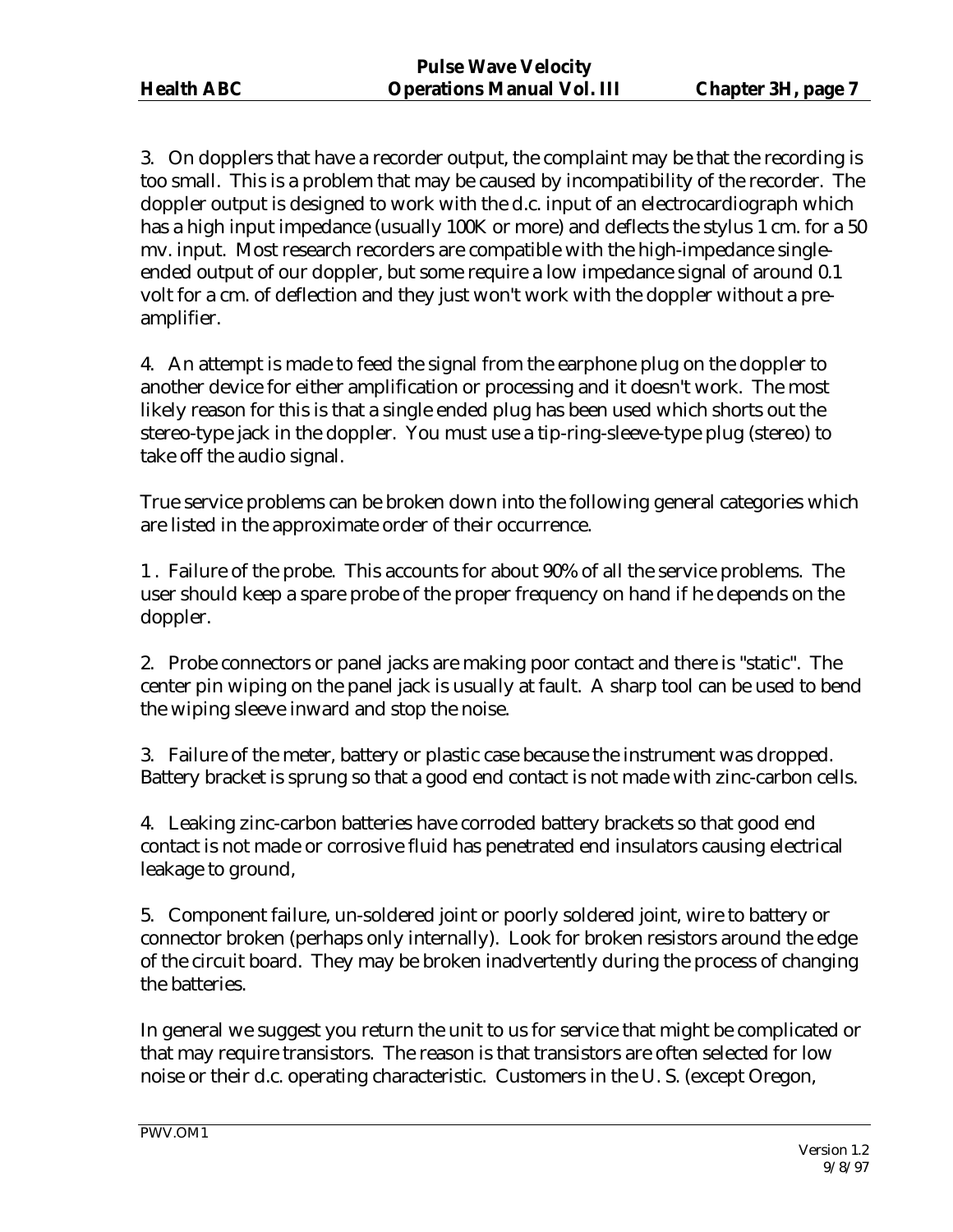3. On dopplers that have a recorder output, the complaint may be that the recording is too small. This is a problem that may be caused by incompatibility of the recorder. The doppler output is designed to work with the d.c. input of an electrocardiograph which has a high input impedance (usually 100K or more) and deflects the stylus 1 cm. for a 50 mv. input. Most research recorders are compatible with the high-impedance single-ended output of our doppler, but some require a low impedance signal of around 0.1 volt for a cm. of deflection and they just won't work with the doppler without a pre-amplifier.

4. An attempt is made to feed the signal from the earphone plug on the doppler to another device for either amplification or processing and it doesn't work. The most likely reason for this is that a single ended plug has been used which shorts out the stereo-type jack in the doppler. You must use a tip-ring-sleeve-type plug (stereo) to take off the audio signal.

True service problems can be broken down into the following general categories which are listed in the approximate order of their occurrence.

1 . Failure of the probe. This accounts for about 90% of all the service problems. The user should keep a spare probe of the proper frequency on hand if he depends on the doppler.

2. Probe connectors or panel jacks are making poor contact and there is "static". The center pin wiping on the panel jack is usually at fault. A sharp tool can be used to bend the wiping sleeve inward and stop the noise.

3. Failure of the meter, battery or plastic case because the instrument was dropped. Battery bracket is sprung so that a good end contact is not made with zinc-carbon cells.

4. Leaking zinc-carbon batteries have corroded battery brackets so that good end contact is not made or corrosive fluid has penetrated end insulators causing electrical leakage to ground,

5. Component failure, un-soldered joint or poorly soldered joint, wire to battery or connector broken (perhaps only internally). Look for broken resistors around the edge of the circuit board. They may be broken inadvertently during the process of changing the batteries.

In general we suggest you return the unit to us for service that might be complicated or that may require transistors. The reason is that transistors are often selected for low noise or their d.c. operating characteristic. Customers in the U. S. (except Oregon,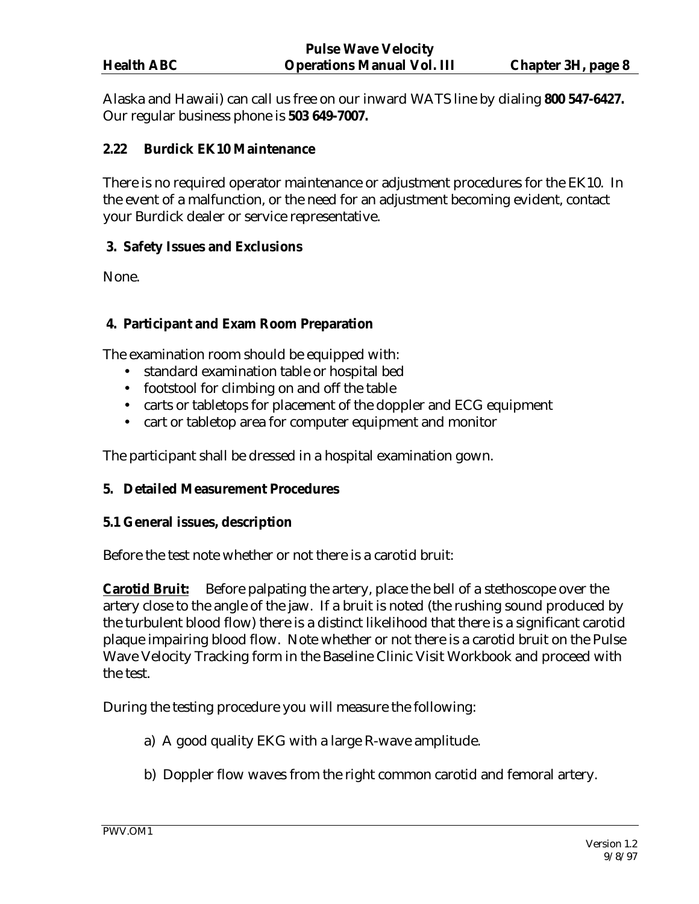Alaska and Hawaii) can call us free on our inward WATS line by dialing **800 547-6427.** Our regular business phone is **503 649-7007.**

### 2.22 Burdick EK10 Maintenance

There is no required operator maintenance or adjustment procedures for the EK10. In the event of a malfunction, or the need for an adjustment becoming evident, contact your Burdick dealer or service representative.

## 3. Safety Issues and Exclusions

None.

## 4. Participant and Exam Room Preparation

The examination room should be equipped with:

- standard examination table or hospital bed
- footstool for climbing on and off the table
- carts or tabletops for placement of the doppler and ECG equipment
- cart or tabletop area for computer equipment and monitor

The participant shall be dressed in a hospital examination gown.

## 5. Detailed Measurement Procedures

### 5.1 General issues, description

Before the test note whether or not there is a carotid bruit:

**Carotid Bruit:** Before palpating the artery, place the bell of a stethoscope over the artery close to the angle of the jaw. If a bruit is noted (the rushing sound produced by the turbulent blood flow) there is a distinct likelihood that there is a significant carotid plaque impairing blood flow. Note whether or not there is a carotid bruit on the Pulse Wave Velocity Tracking form in the Baseline Clinic Visit Workbook and proceed with the test.

During the testing procedure you will measure the following:

a) A good quality EKG with a large R-wave amplitude.

b) Doppler flow waves from the right common carotid and femoral artery.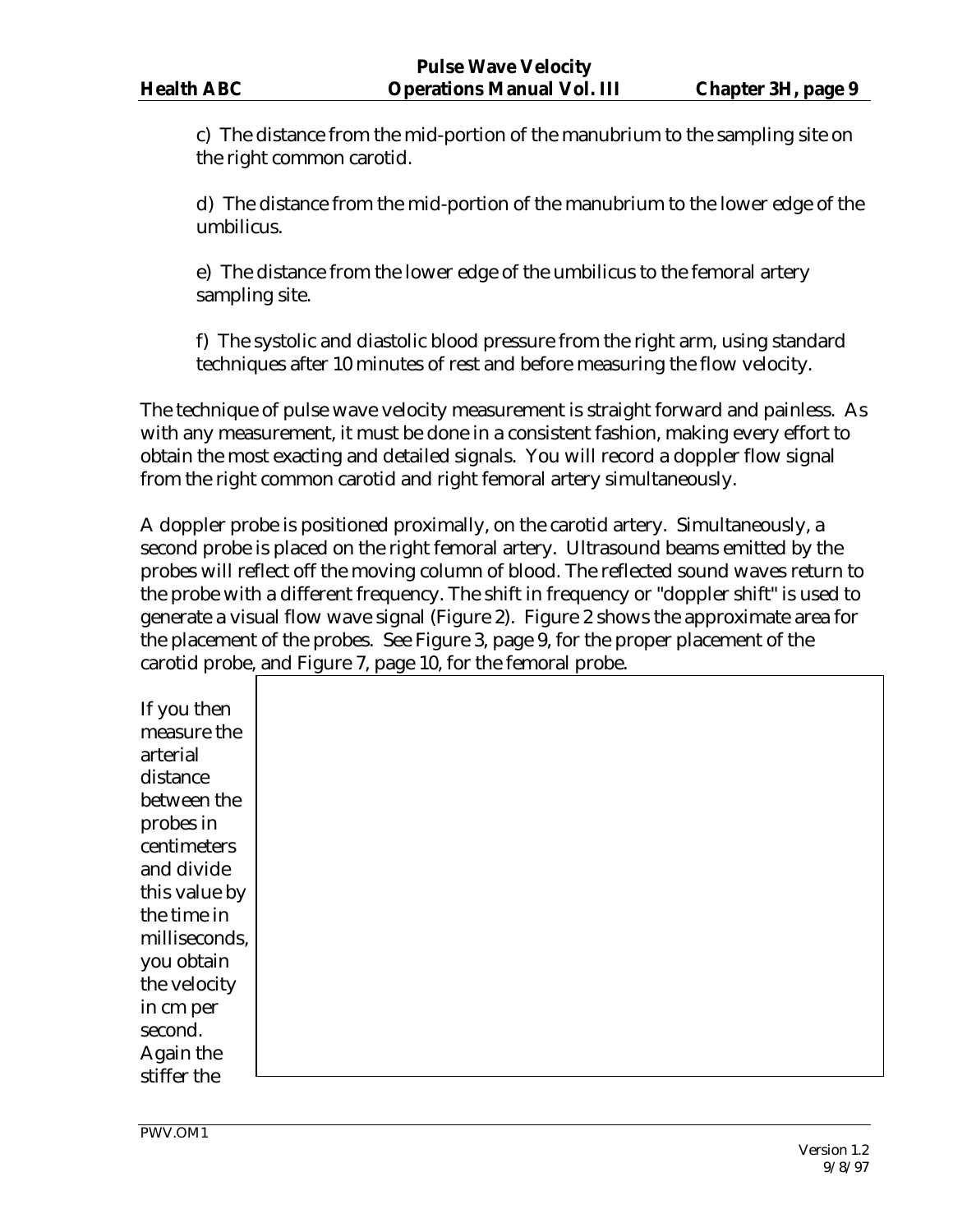c) The distance from the mid-portion of the manubrium to the sampling site on the right common carotid.

d) The distance from the mid-portion of the manubrium to the lower edge of the umbilicus.

e) The distance from the lower edge of the umbilicus to the femoral artery sampling site.

f) The systolic and diastolic blood pressure from the right arm, using standard techniques after 10 minutes of rest and before measuring the flow velocity.

The technique of pulse wave velocity measurement is straight forward and painless. As with any measurement, it must be done in a consistent fashion, making every effort to obtain the most exacting and detailed signals. You will record a doppler flow signal from the right common carotid and right femoral artery simultaneously.

A doppler probe is positioned proximally, on the carotid artery. Simultaneously, a second probe is placed on the right femoral artery. Ultrasound beams emitted by the probes will reflect off the moving column of blood. The reflected sound waves return to the probe with a different frequency. The shift in frequency or "doppler shift" is used to generate a visual flow wave signal (Figure 2). Figure 2 shows the approximate area for the placement of the probes. See Figure 3, page 9, for the proper placement of the carotid probe, and Figure 7, page 10, for the femoral probe.

If you then measure the arterial distance between the probes in centimeters and divide this value by the time in milliseconds, you obtain the velocity in cm per second. Again the stiffer the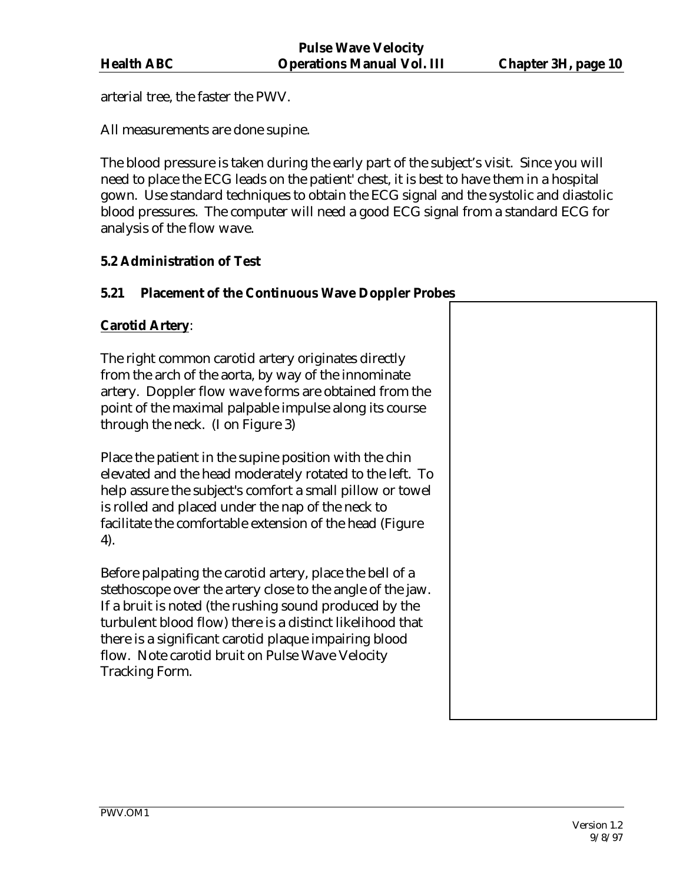arterial tree, the faster the PWV.

All measurements are done supine.

The blood pressure is taken during the early part of the subject's visit. Since you will need to place the ECG leads on the patient' chest, it is best to have them in a hospital gown. Use standard techniques to obtain the ECG signal and the systolic and diastolic blood pressures. The computer will need a good ECG signal from a standard ECG for analysis of the flow wave.

### 5.2 Administration of Test

#### 5.21 Placement of the Continuous Wave Doppler Probes

**Carotid Artery**:

The right common carotid artery originates directly from the arch of the aorta, by way of the innominate artery. Doppler flow wave forms are obtained from the point of the maximal palpable impulse along its course through the neck. (I on Figure 3)

Place the patient in the supine position with the chin elevated and the head moderately rotated to the left. To help assure the subject's comfort a small pillow or towel is rolled and placed under the nap of the neck to facilitate the comfortable extension of the head (Figure 4).

Before palpating the carotid artery, place the bell of a stethoscope over the artery close to the angle of the jaw. If a bruit is noted (the rushing sound produced by the turbulent blood flow) there is a distinct likelihood that there is a significant carotid plaque impairing blood flow. Note carotid bruit on Pulse Wave Velocity Tracking Form.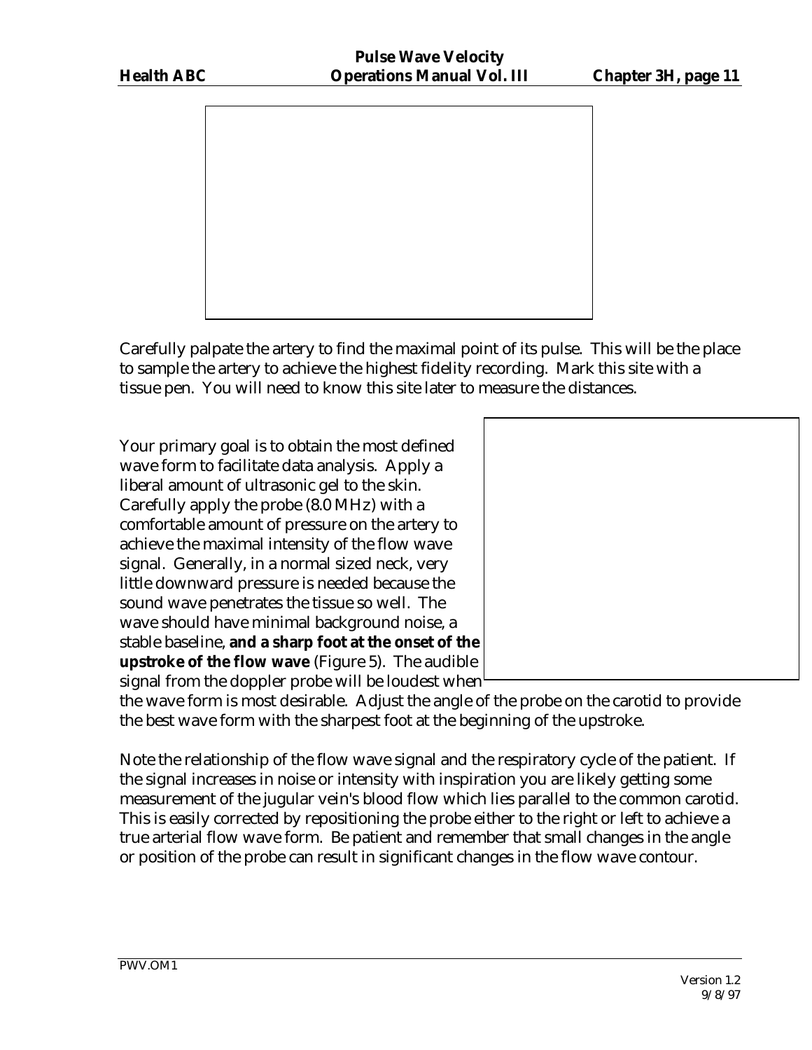Carefully palpate the artery to find the maximal point of its pulse. This will be the place to sample the artery to achieve the highest fidelity recording. Mark this site with a tissue pen. You will need to know this site later to measure the distances.

Your primary goal is to obtain the most defined wave form to facilitate data analysis. Apply a liberal amount of ultrasonic gel to the skin. Carefully apply the probe (8.0 MHz) with a comfortable amount of pressure on the artery to achieve the maximal intensity of the flow wave signal. Generally, in a normal sized neck, very little downward pressure is needed because the sound wave penetrates the tissue so well. The wave should have minimal background noise, a stable baseline, **and a sharp foot at the onset of the upstroke of the flow wave** (Figure 5). The audible signal from the doppler probe will be loudest when the wave form is most desirable. Adjust the angle of the probe on the carotid to provide the best wave form with the sharpest foot at the beginning of the upstroke.

Note the relationship of the flow wave signal and the respiratory cycle of the patient. If the signal increases in noise or intensity with inspiration you are likely getting some measurement of the jugular vein's blood flow which lies parallel to the common carotid. This is easily corrected by repositioning the probe either to the right or left to achieve a true arterial flow wave form. Be patient and remember that small changes in the angle or position of the probe can result in significant changes in the flow wave contour.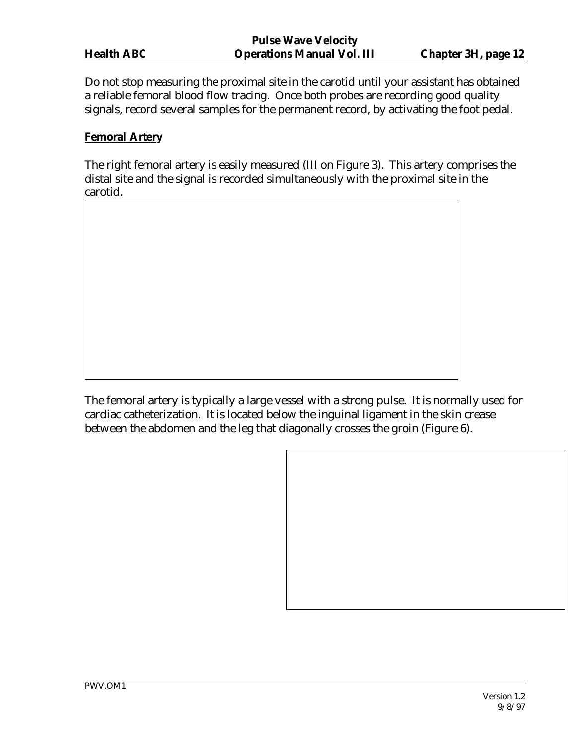Do not stop measuring the proximal site in the carotid until your assistant has obtained a reliable femoral blood flow tracing. Once both probes are recording good quality signals, record several samples for the permanent record, by activating the foot pedal.

**Femoral Artery**

The right femoral artery is easily measured (III on Figure 3). This artery comprises the distal site and the signal is recorded simultaneously with the proximal site in the carotid.

The femoral artery is typically a large vessel with a strong pulse. It is normally used for cardiac catheterization. It is located below the inguinal ligament in the skin crease between the abdomen and the leg that diagonally crosses the groin (Figure 6).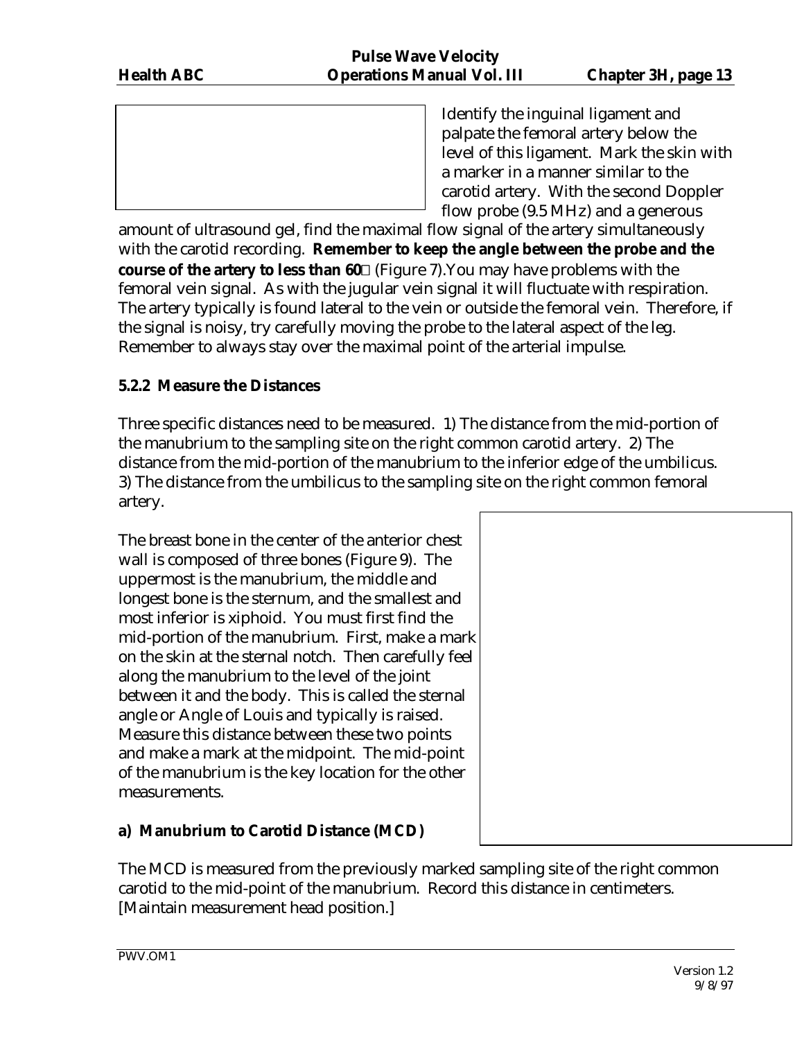Identify the inguinal ligament and palpate the femoral artery below the level of this ligament. Mark the skin with a marker in a manner similar to the carotid artery. With the second Doppler flow probe (9.5 MHz) and a generous amount of ultrasound gel, find the maximal flow signal of the artery simultaneously with the carotid recording. **Remember to keep the angle between the probe and the course of the artery to less than 60** (Figure 7).You may have problems with the femoral vein signal. As with the jugular vein signal it will fluctuate with respiration. The artery typically is found lateral to the vein or outside the femoral vein. Therefore, if the signal is noisy, try carefully moving the probe to the lateral aspect of the leg. Remember to always stay over the maximal point of the arterial impulse.

### 5.2.2 Measure the Distances

Three specific distances need to be measured. 1) The distance from the mid-portion of the manubrium to the sampling site on the right common carotid artery. 2) The distance from the mid-portion of the manubrium to the inferior edge of the umbilicus. 3) The distance from the umbilicus to the sampling site on the right common femoral artery.

The breast bone in the center of the anterior chest wall is composed of three bones (Figure 9). The uppermost is the manubrium, the middle and longest bone is the sternum, and the smallest and most inferior is xiphoid. You must first find the mid-portion of the manubrium. First, make a mark on the skin at the sternal notch. Then carefully feel along the manubrium to the level of the joint between it and the body. This is called the sternal angle or Angle of Louis and typically is raised. Measure this distance between these two points and make a mark at the midpoint. The mid-point of the manubrium is the key location for the other measurements.

#### a) Manubrium to Carotid Distance (MCD)

The MCD is measured from the previously marked sampling site of the right common carotid to the mid-point of the manubrium. Record this distance in centimeters. [Maintain measurement head position.]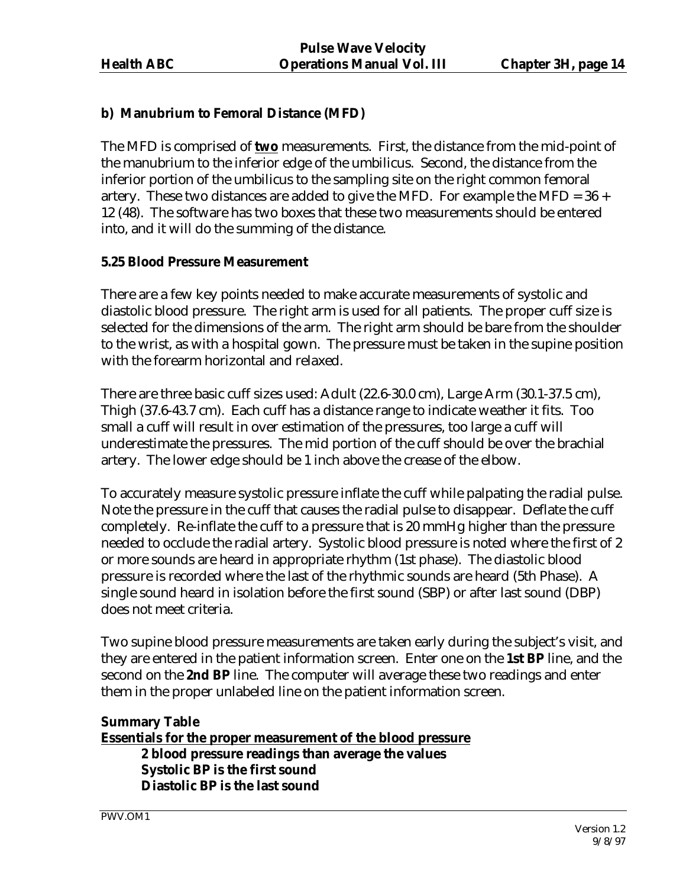### b) Manubrium to Femoral Distance (MFD)

The MFD is comprised of **two** measurements. First, the distance from the mid-point of the manubrium to the inferior edge of the umbilicus. Second, the distance from the inferior portion of the umbilicus to the sampling site on the right common femoral artery. These two distances are added to give the MFD. For example the MFD = 36 + 12 (48). The software has two boxes that these two measurements should be entered into, and it will do the summing of the distance.

### 5.25 Blood Pressure Measurement

There are a few key points needed to make accurate measurements of systolic and diastolic blood pressure. The right arm is used for all patients. The proper cuff size is selected for the dimensions of the arm. The right arm should be bare from the shoulder to the wrist, as with a hospital gown. The pressure must be taken in the supine position with the forearm horizontal and relaxed.

There are three basic cuff sizes used: Adult (22.6-30.0 cm), Large Arm (30.1-37.5 cm), Thigh (37.6-43.7 cm). Each cuff has a distance range to indicate weather it fits. Too small a cuff will result in over estimation of the pressures, too large a cuff will underestimate the pressures. The mid portion of the cuff should be over the brachial artery. The lower edge should be 1 inch above the crease of the elbow.

To accurately measure systolic pressure inflate the cuff while palpating the radial pulse. Note the pressure in the cuff that causes the radial pulse to disappear. Deflate the cuff completely. Re-inflate the cuff to a pressure that is 20 mmHg higher than the pressure needed to occlude the radial artery. Systolic blood pressure is noted where the first of 2 or more sounds are heard in appropriate rhythm (1st phase). The diastolic blood pressure is recorded where the last of the rhythmic sounds are heard (5th Phase). A single sound heard in isolation before the first sound (SBP) or after last sound (DBP) does not meet criteria.

Two supine blood pressure measurements are taken early during the subject's visit, and they are entered in the patient information screen. Enter one on the **1st BP** line, and the second on the **2nd BP** line. The computer will average these two readings and enter them in the proper unlabeled line on the patient information screen.

**Summary Table**

**Essentials for the proper measurement of the blood pressure**

- **2 blood pressure readings than average the values**
- **Systolic BP is the first sound**
- **Diastolic BP is the last sound**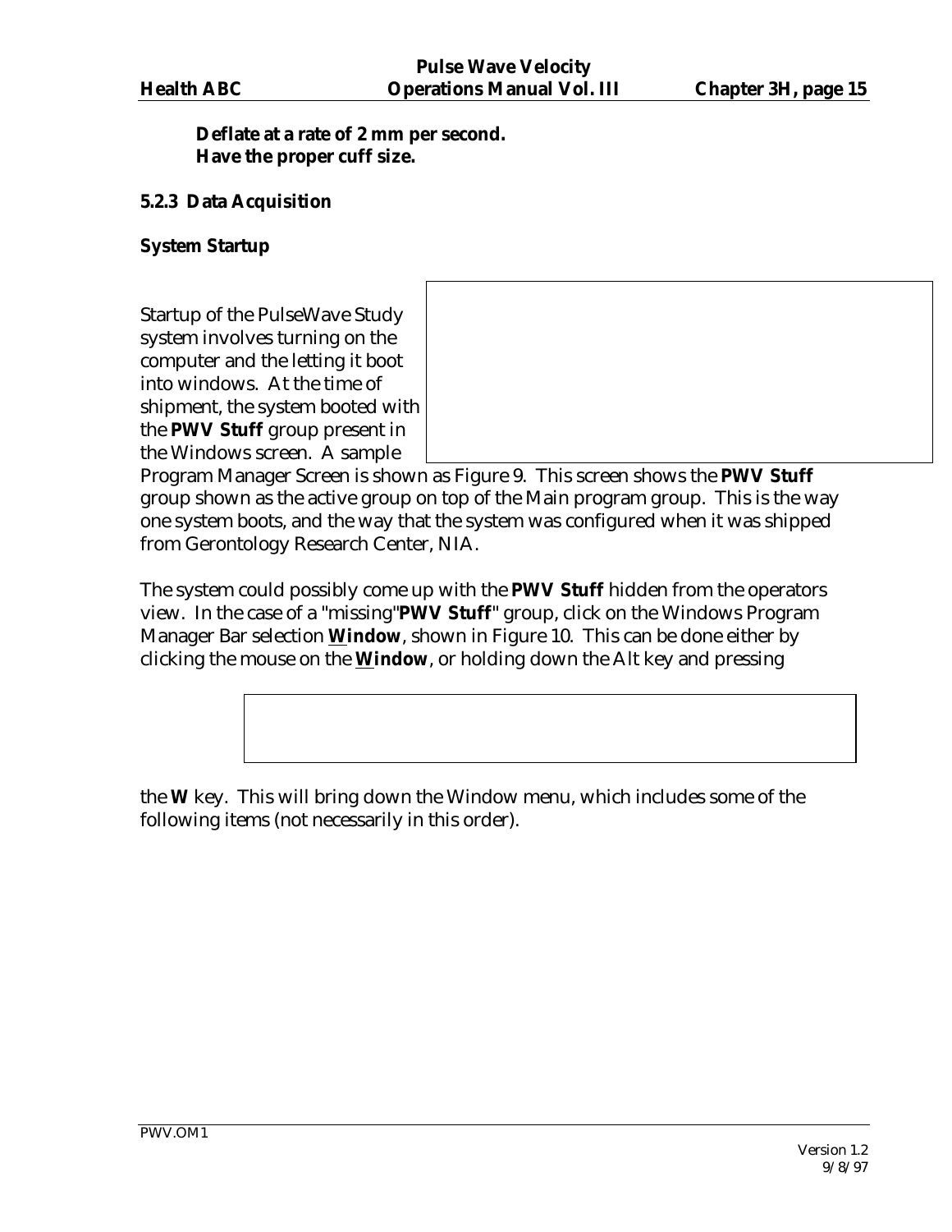**Deflate at a rate of 2 mm per second.**
**Have the proper cuff size.**

### 5.2.3 Data Acquisition

**System Startup**

Startup of the PulseWave Study system involves turning on the computer and the letting it boot into windows. At the time of shipment, the system booted with the **PWV Stuff** group present in the Windows screen. A sample Program Manager Screen is shown as Figure 9. This screen shows the **PWV Stuff** group shown as the active group on top of the Main program group. This is the way one system boots, and the way that the system was configured when it was shipped from Gerontology Research Center, NIA.

The system could possibly come up with the **PWV Stuff** hidden from the operators view. In the case of a "missing"**PWV Stuff**" group, click on the Windows Program Manager Bar selection **Window**, shown in Figure 10. This can be done either by clicking the mouse on the **Window**, or holding down the Alt key and pressing the **W** key. This will bring down the Window menu, which includes some of the following items (not necessarily in this order).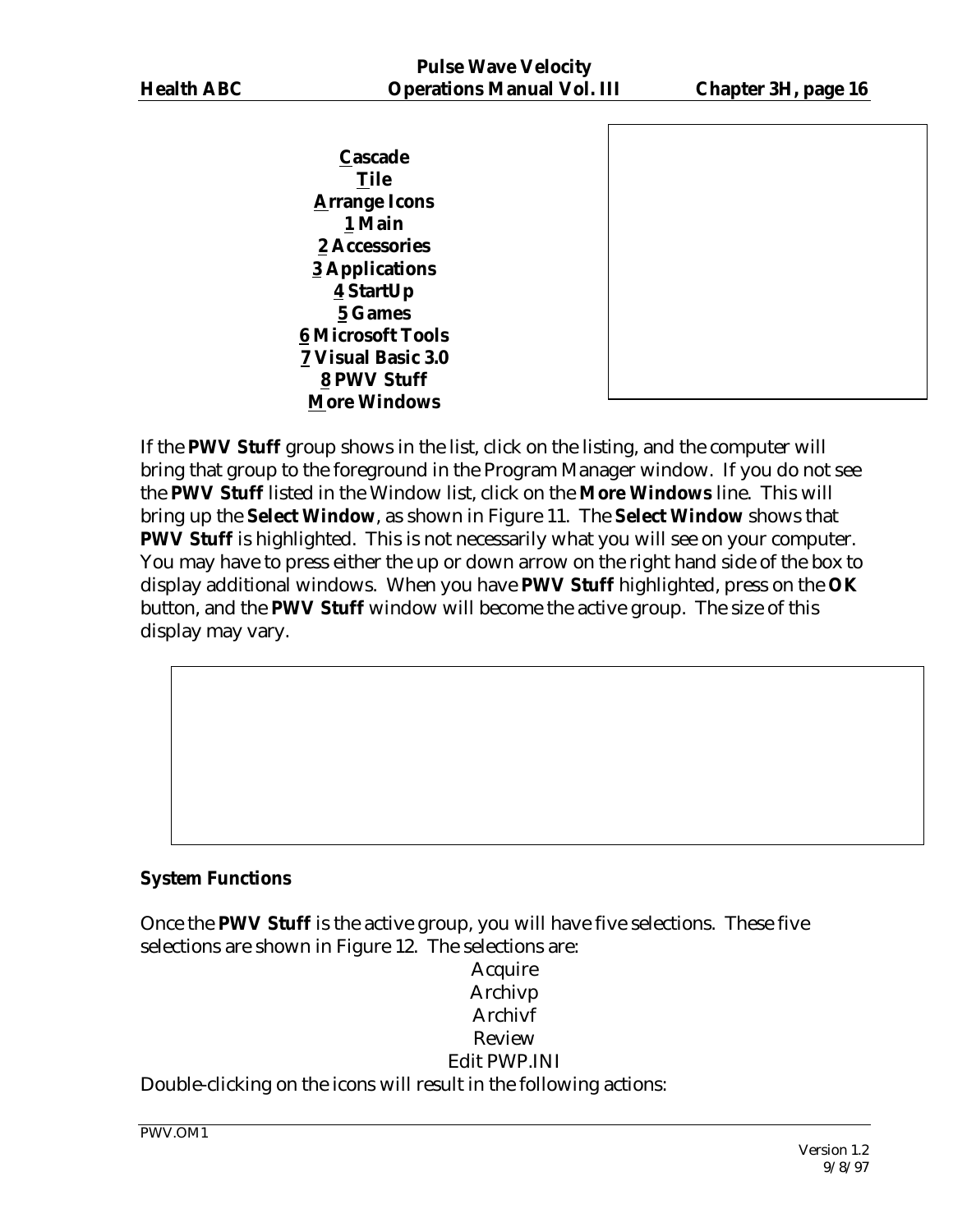**Cascade**
**Tile**
**Arrange Icons**
**1 Main**
**2 Accessories**
**3 Applications**
**4 StartUp**
**5 Games**
**6 Microsoft Tools**
**7 Visual Basic 3.0**
**8 PWV Stuff**
**More Windows**

If the **PWV Stuff** group shows in the list, click on the listing, and the computer will bring that group to the foreground in the Program Manager window. If you do not see the **PWV Stuff** listed in the Window list, click on the **More Windows** line. This will bring up the **Select Window**, as shown in Figure 11. The **Select Window** shows that **PWV Stuff** is highlighted. This is not necessarily what you will see on your computer. You may have to press either the up or down arrow on the right hand side of the box to display additional windows. When you have **PWV Stuff** highlighted, press on the **OK** button, and the **PWV Stuff** window will become the active group. The size of this display may vary.

**System Functions**

Once the **PWV Stuff** is the active group, you will have five selections. These five selections are shown in Figure 12. The selections are:

Acquire
Archivp
Archivf
Review
Edit PWP.INI

Double-clicking on the icons will result in the following actions: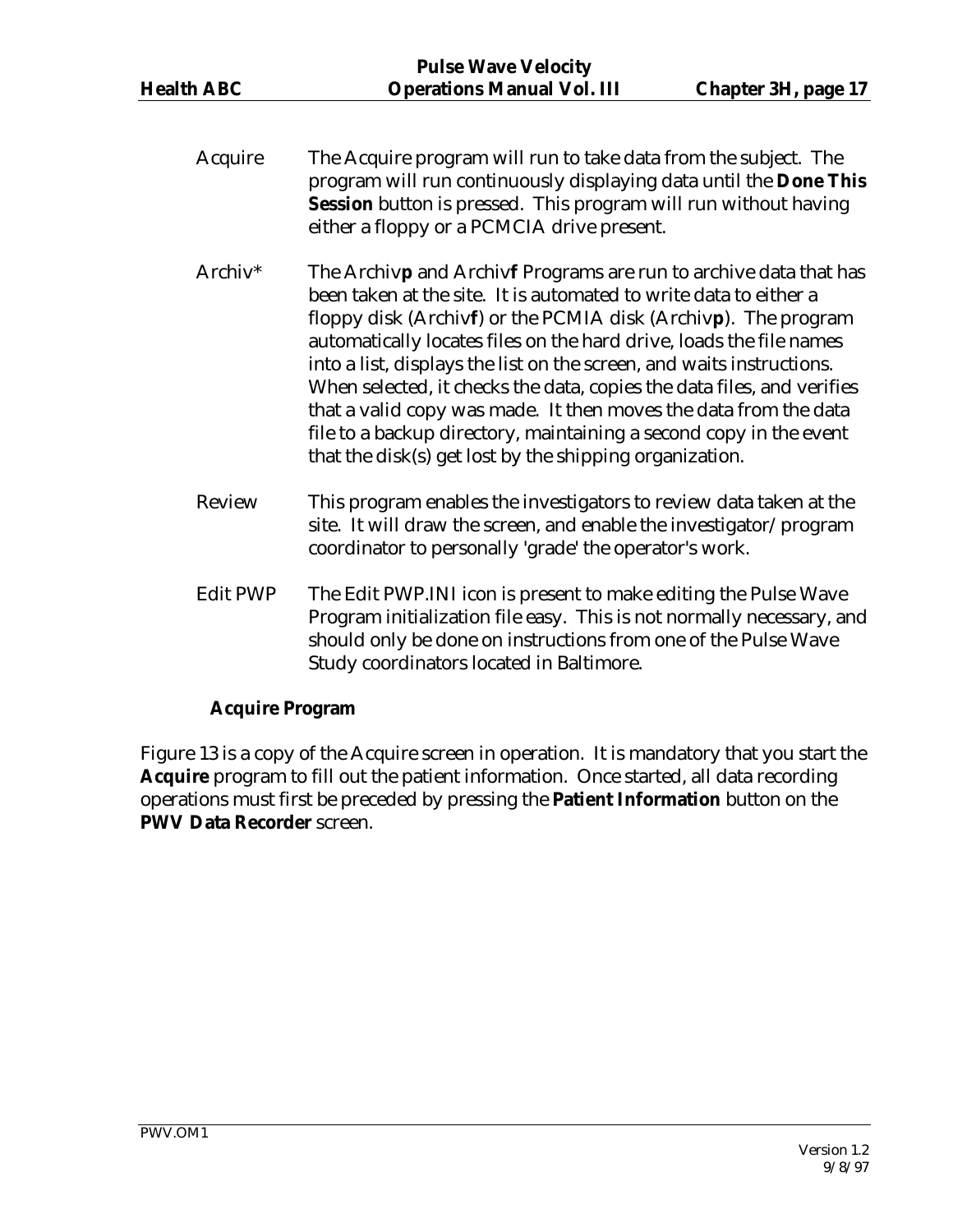Acquire — The Acquire program will run to take data from the subject. The program will run continuously displaying data until the **Done This Session** button is pressed. This program will run without having either a floppy or a PCMCIA drive present.

Archiv* — The Archiv**p** and Archiv**f** Programs are run to archive data that has been taken at the site. It is automated to write data to either a floppy disk (Archiv**f**) or the PCMIA disk (Archiv**p**). The program automatically locates files on the hard drive, loads the file names into a list, displays the list on the screen, and waits instructions. When selected, it checks the data, copies the data files, and verifies that a valid copy was made. It then moves the data from the data file to a backup directory, maintaining a second copy in the event that the disk(s) get lost by the shipping organization.

Review — This program enables the investigators to review data taken at the site. It will draw the screen, and enable the investigator/program coordinator to personally 'grade' the operator's work.

Edit PWP — The Edit PWP.INI icon is present to make editing the Pulse Wave Program initialization file easy. This is not normally necessary, and should only be done on instructions from one of the Pulse Wave Study coordinators located in Baltimore.

### Acquire Program

Figure 13 is a copy of the Acquire screen in operation. It is mandatory that you start the **Acquire** program to fill out the patient information. Once started, all data recording operations must first be preceded by pressing the **Patient Information** button on the **PWV Data Recorder** screen.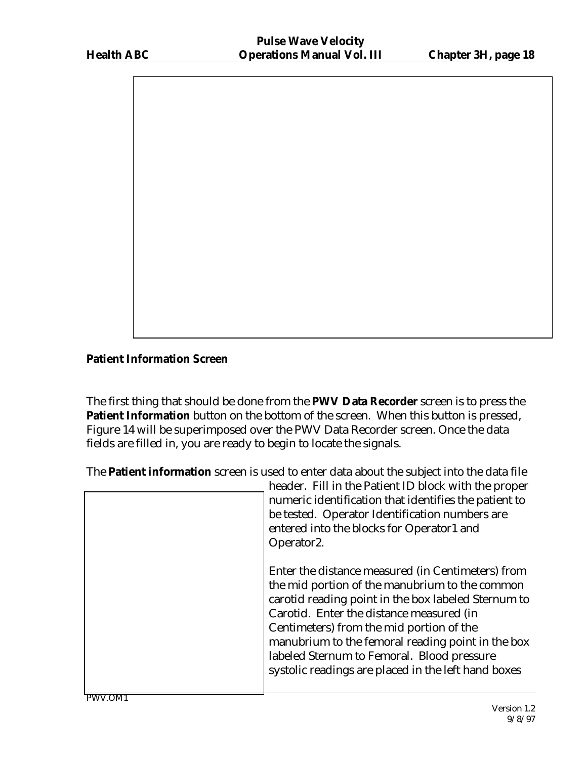**Patient Information Screen**

The first thing that should be done from the **PWV Data Recorder** screen is to press the **Patient Information** button on the bottom of the screen. When this button is pressed, Figure 14 will be superimposed over the PWV Data Recorder screen. Once the data fields are filled in, you are ready to begin to locate the signals.

The **Patient information** screen is used to enter data about the subject into the data file header. Fill in the Patient ID block with the proper numeric identification that identifies the patient to be tested. Operator Identification numbers are entered into the blocks for Operator1 and Operator2.

Enter the distance measured (in Centimeters) from the mid portion of the manubrium to the common carotid reading point in the box labeled Sternum to Carotid. Enter the distance measured (in Centimeters) from the mid portion of the manubrium to the femoral reading point in the box labeled Sternum to Femoral. Blood pressure systolic readings are placed in the left hand boxes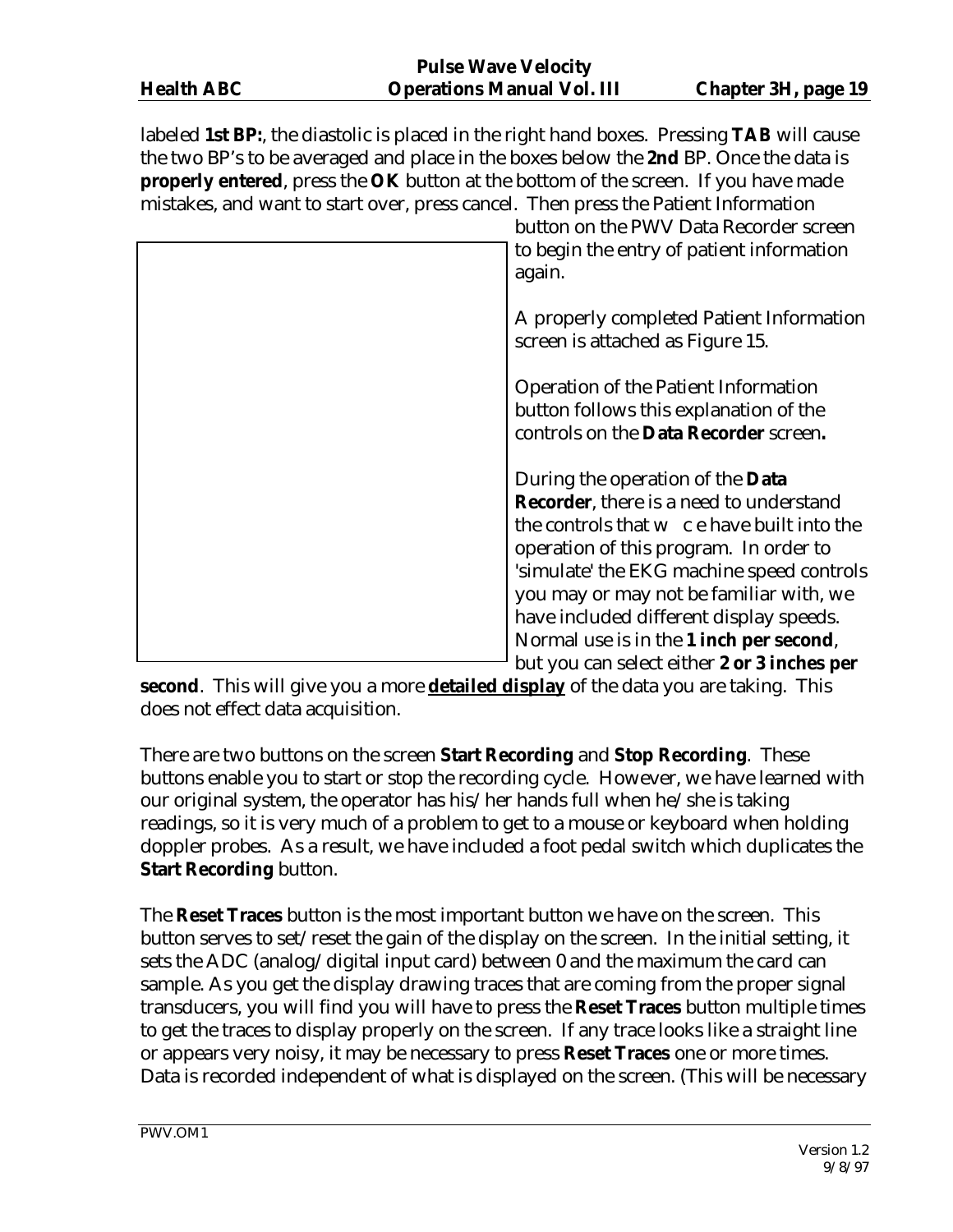labeled **1st BP:**, the diastolic is placed in the right hand boxes. Pressing **TAB** will cause the two BP's to be averaged and place in the boxes below the **2nd** BP. Once the data is **properly entered**, press the **OK** button at the bottom of the screen. If you have made mistakes, and want to start over, press cancel. Then press the Patient Information button on the PWV Data Recorder screen to begin the entry of patient information again.

A properly completed Patient Information screen is attached as Figure 15.

Operation of the Patient Information button follows this explanation of the controls on the **Data Recorder** screen**.**

During the operation of the **Data Recorder**, there is a need to understand the controls that w c e have built into the operation of this program. In order to 'simulate' the EKG machine speed controls you may or may not be familiar with, we have included different display speeds. Normal use is in the **1 inch per second**, but you can select either **2 or 3 inches per second**. This will give you a more **detailed display** of the data you are taking. This does not effect data acquisition.

There are two buttons on the screen **Start Recording** and **Stop Recording**. These buttons enable you to start or stop the recording cycle. However, we have learned with our original system, the operator has his/her hands full when he/she is taking readings, so it is very much of a problem to get to a mouse or keyboard when holding doppler probes. As a result, we have included a foot pedal switch which duplicates the **Start Recording** button.

The **Reset Traces** button is the most important button we have on the screen. This button serves to set/reset the gain of the display on the screen. In the initial setting, it sets the ADC (analog/digital input card) between 0 and the maximum the card can sample. As you get the display drawing traces that are coming from the proper signal transducers, you will find you will have to press the **Reset Traces** button multiple times to get the traces to display properly on the screen. If any trace looks like a straight line or appears very noisy, it may be necessary to press **Reset Traces** one or more times. Data is recorded independent of what is displayed on the screen. (This will be necessary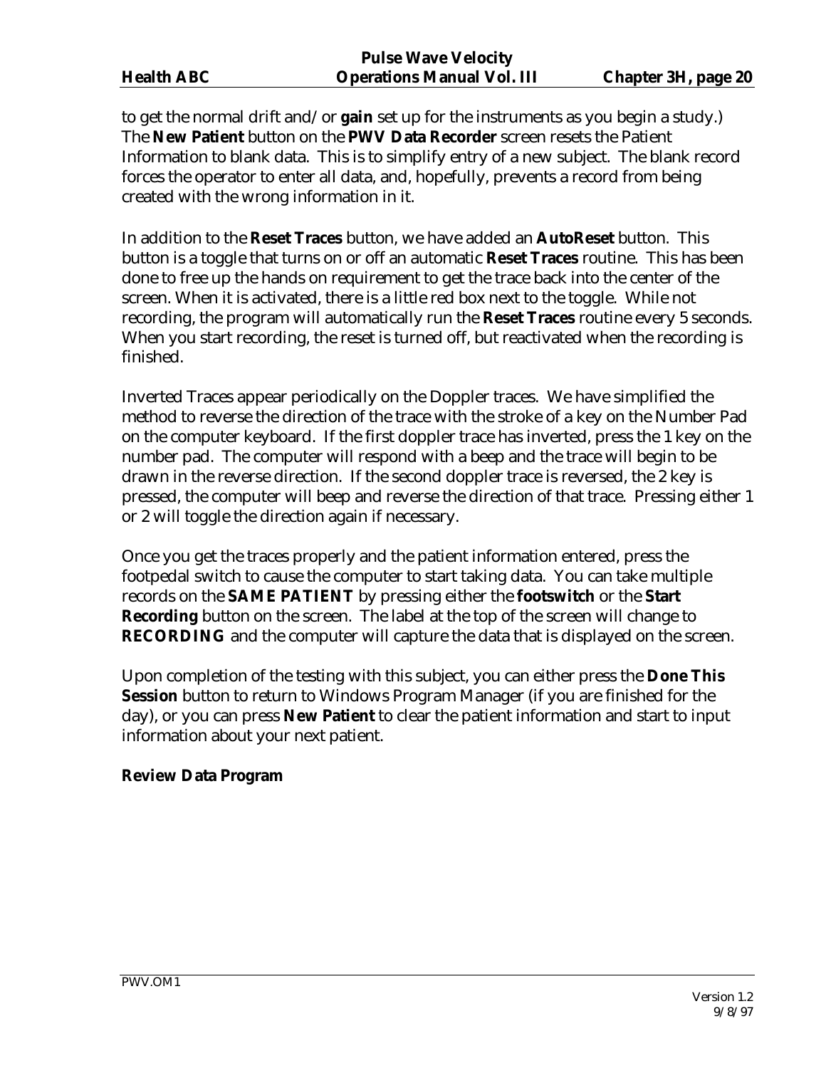to get the normal drift and/or **gain** set up for the instruments as you begin a study.) The **New Patient** button on the **PWV Data Recorder** screen resets the Patient Information to blank data. This is to simplify entry of a new subject. The blank record forces the operator to enter all data, and, hopefully, prevents a record from being created with the wrong information in it.

In addition to the **Reset Traces** button, we have added an **AutoReset** button. This button is a toggle that turns on or off an automatic **Reset Traces** routine. This has been done to free up the hands on requirement to get the trace back into the center of the screen. When it is activated, there is a little red box next to the toggle. While not recording, the program will automatically run the **Reset Traces** routine every 5 seconds. When you start recording, the reset is turned off, but reactivated when the recording is finished.

Inverted Traces appear periodically on the Doppler traces. We have simplified the method to reverse the direction of the trace with the stroke of a key on the Number Pad on the computer keyboard. If the first doppler trace has inverted, press the 1 key on the number pad. The computer will respond with a beep and the trace will begin to be drawn in the reverse direction. If the second doppler trace is reversed, the 2 key is pressed, the computer will beep and reverse the direction of that trace. Pressing either 1 or 2 will toggle the direction again if necessary.

Once you get the traces properly and the patient information entered, press the footpedal switch to cause the computer to start taking data. You can take multiple records on the **SAME PATIENT** by pressing either the **footswitch** or the **Start Recording** button on the screen. The label at the top of the screen will change to **RECORDING** and the computer will capture the data that is displayed on the screen.

Upon completion of the testing with this subject, you can either press the **Done This Session** button to return to Windows Program Manager (if you are finished for the day), or you can press **New Patient** to clear the patient information and start to input information about your next patient.

**Review Data Program**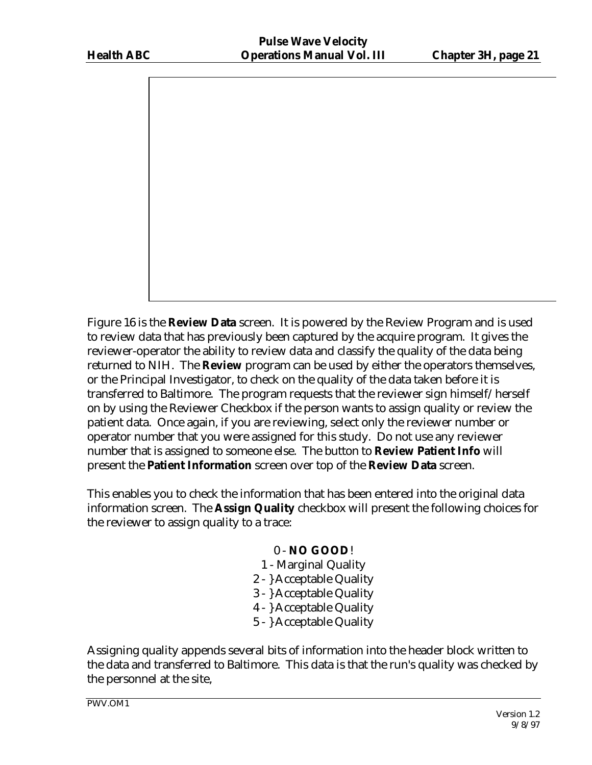Figure 16 is the **Review Data** screen. It is powered by the Review Program and is used to review data that has previously been captured by the acquire program. It gives the reviewer-operator the ability to review data and classify the quality of the data being returned to NIH. The **Review** program can be used by either the operators themselves, or the Principal Investigator, to check on the quality of the data taken before it is transferred to Baltimore. The program requests that the reviewer sign himself/herself on by using the Reviewer Checkbox if the person wants to assign quality or review the patient data. Once again, if you are reviewing, select only the reviewer number or operator number that you were assigned for this study. Do not use any reviewer number that is assigned to someone else. The button to **Review Patient Info** will present the **Patient Information** screen over top of the **Review Data** screen.

This enables you to check the information that has been entered into the original data information screen. The **Assign Quality** checkbox will present the following choices for the reviewer to assign quality to a trace:

0 - **NO GOOD**!
1 - Marginal Quality
2 - } Acceptable Quality
3 - } Acceptable Quality
4 - } Acceptable Quality
5 - } Acceptable Quality

Assigning quality appends several bits of information into the header block written to the data and transferred to Baltimore. This data is that the run's quality was checked by the personnel at the site,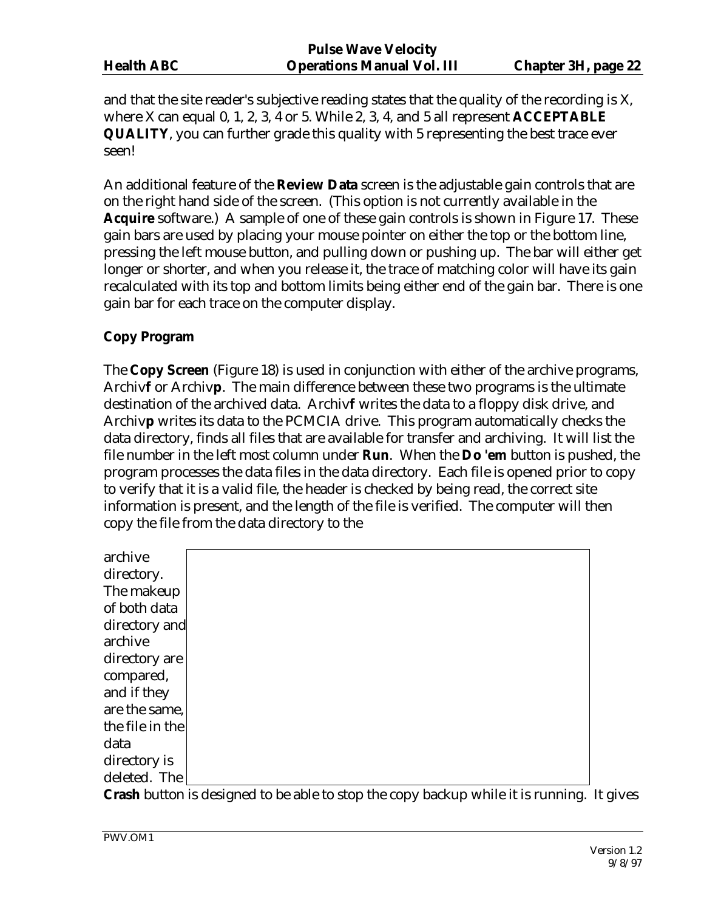and that the site reader's subjective reading states that the quality of the recording is X, where X can equal 0, 1, 2, 3, 4 or 5. While 2, 3, 4, and 5 all represent **ACCEPTABLE QUALITY**, you can further grade this quality with 5 representing the best trace ever seen!

An additional feature of the **Review Data** screen is the adjustable gain controls that are on the right hand side of the screen. (This option is not currently available in the **Acquire** software.) A sample of one of these gain controls is shown in Figure 17. These gain bars are used by placing your mouse pointer on either the top or the bottom line, pressing the left mouse button, and pulling down or pushing up. The bar will either get longer or shorter, and when you release it, the trace of matching color will have its gain recalculated with its top and bottom limits being either end of the gain bar. There is one gain bar for each trace on the computer display.

**Copy Program**

The **Copy Screen** (Figure 18) is used in conjunction with either of the archive programs, Archiv**f** or Archiv**p**. The main difference between these two programs is the ultimate destination of the archived data. Archiv**f** writes the data to a floppy disk drive, and Archiv**p** writes its data to the PCMCIA drive. This program automatically checks the data directory, finds all files that are available for transfer and archiving. It will list the file number in the left most column under **Run**. When the **Do 'em** button is pushed, the program processes the data files in the data directory. Each file is opened prior to copy to verify that it is a valid file, the header is checked by being read, the correct site information is present, and the length of the file is verified. The computer will then copy the file from the data directory to the archive directory. The makeup of both data directory and archive directory are compared, and if they are the same, the file in the data directory is deleted. The **Crash** button is designed to be able to stop the copy backup while it is running. It gives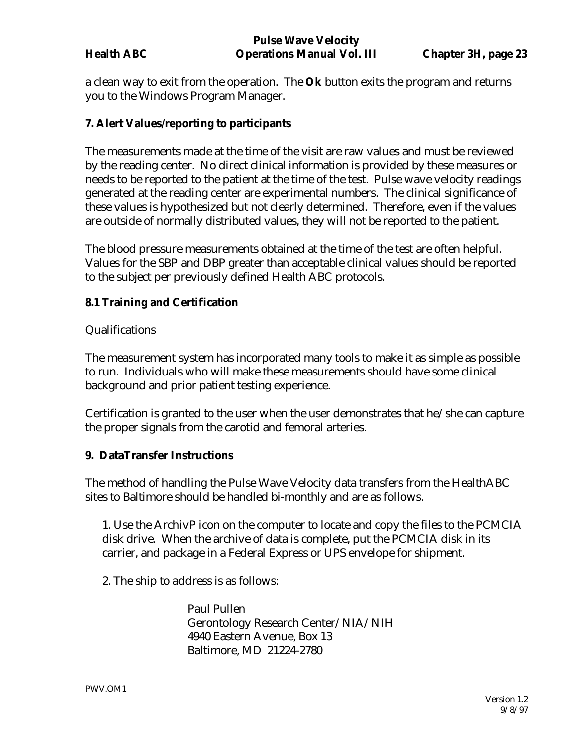a clean way to exit from the operation. The **Ok** button exits the program and returns you to the Windows Program Manager.

### 7. Alert Values/reporting to participants

The measurements made at the time of the visit are raw values and must be reviewed by the reading center. No direct clinical information is provided by these measures or needs to be reported to the patient at the time of the test. Pulse wave velocity readings generated at the reading center are experimental numbers. The clinical significance of these values is hypothesized but not clearly determined. Therefore, even if the values are outside of normally distributed values, they will not be reported to the patient.

The blood pressure measurements obtained at the time of the test are often helpful. Values for the SBP and DBP greater than acceptable clinical values should be reported to the subject per previously defined Health ABC protocols.

### 8.1 Training and Certification

Qualifications

The measurement system has incorporated many tools to make it as simple as possible to run. Individuals who will make these measurements should have some clinical background and prior patient testing experience.

Certification is granted to the user when the user demonstrates that he/she can capture the proper signals from the carotid and femoral arteries.

### 9. DataTransfer Instructions

The method of handling the Pulse Wave Velocity data transfers from the HealthABC sites to Baltimore should be handled bi-monthly and are as follows.

1. Use the ArchivP icon on the computer to locate and copy the files to the PCMCIA disk drive. When the archive of data is complete, put the PCMCIA disk in its carrier, and package in a Federal Express or UPS envelope for shipment.

2. The ship to address is as follows:

> Paul Pullen
> Gerontology Research Center/NIA/NIH
> 4940 Eastern Avenue, Box 13
> Baltimore, MD 21224-2780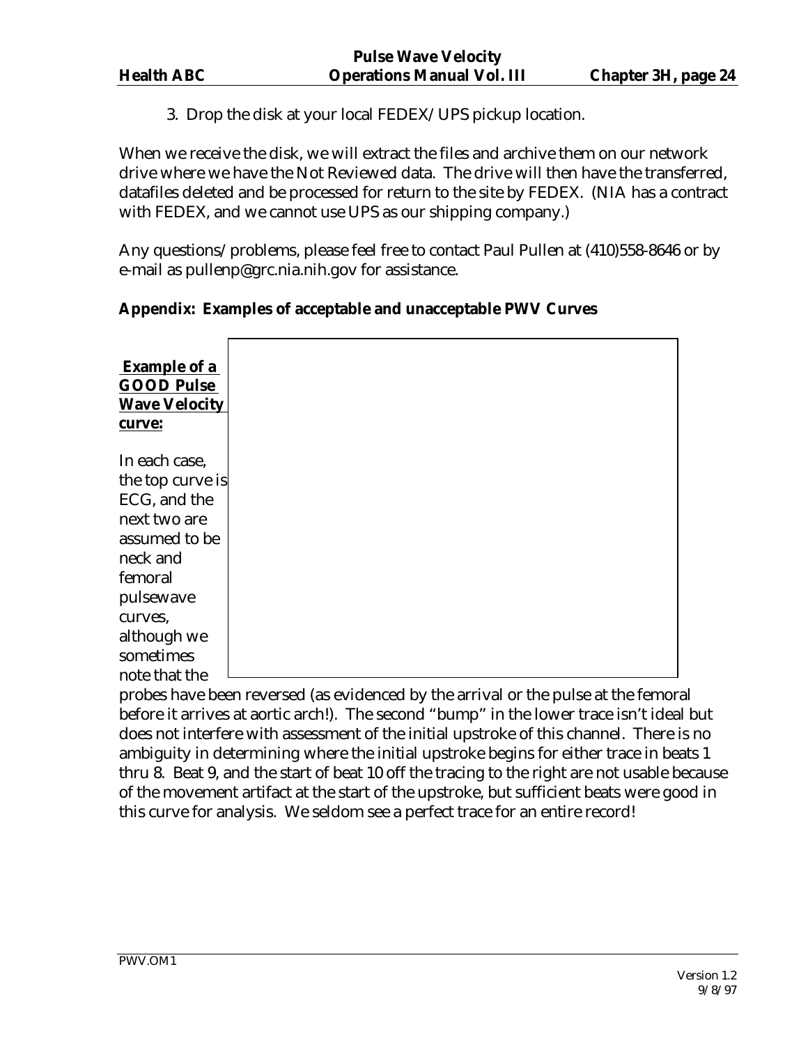3. Drop the disk at your local FEDEX/UPS pickup location.

When we receive the disk, we will extract the files and archive them on our network drive where we have the Not Reviewed data. The drive will then have the transferred, datafiles deleted and be processed for return to the site by FEDEX. (NIA has a contract with FEDEX, and we cannot use UPS as our shipping company.)

Any questions/problems, please feel free to contact Paul Pullen at (410)558-8646 or by e-mail as pullenp@grc.nia.nih.gov for assistance.

**Appendix: Examples of acceptable and unacceptable PWV Curves**

**Example of a GOOD Pulse Wave Velocity curve:**

In each case, the top curve is ECG, and the next two are assumed to be neck and femoral pulsewave curves, although we sometimes note that the probes have been reversed (as evidenced by the arrival or the pulse at the femoral before it arrives at aortic arch!). The second "bump" in the lower trace isn't ideal but does not interfere with assessment of the initial upstroke of this channel. There is no ambiguity in determining where the initial upstroke begins for either trace in beats 1 thru 8. Beat 9, and the start of beat 10 off the tracing to the right are not usable because of the movement artifact at the start of the upstroke, but sufficient beats were good in this curve for analysis. We seldom see a perfect trace for an entire record!